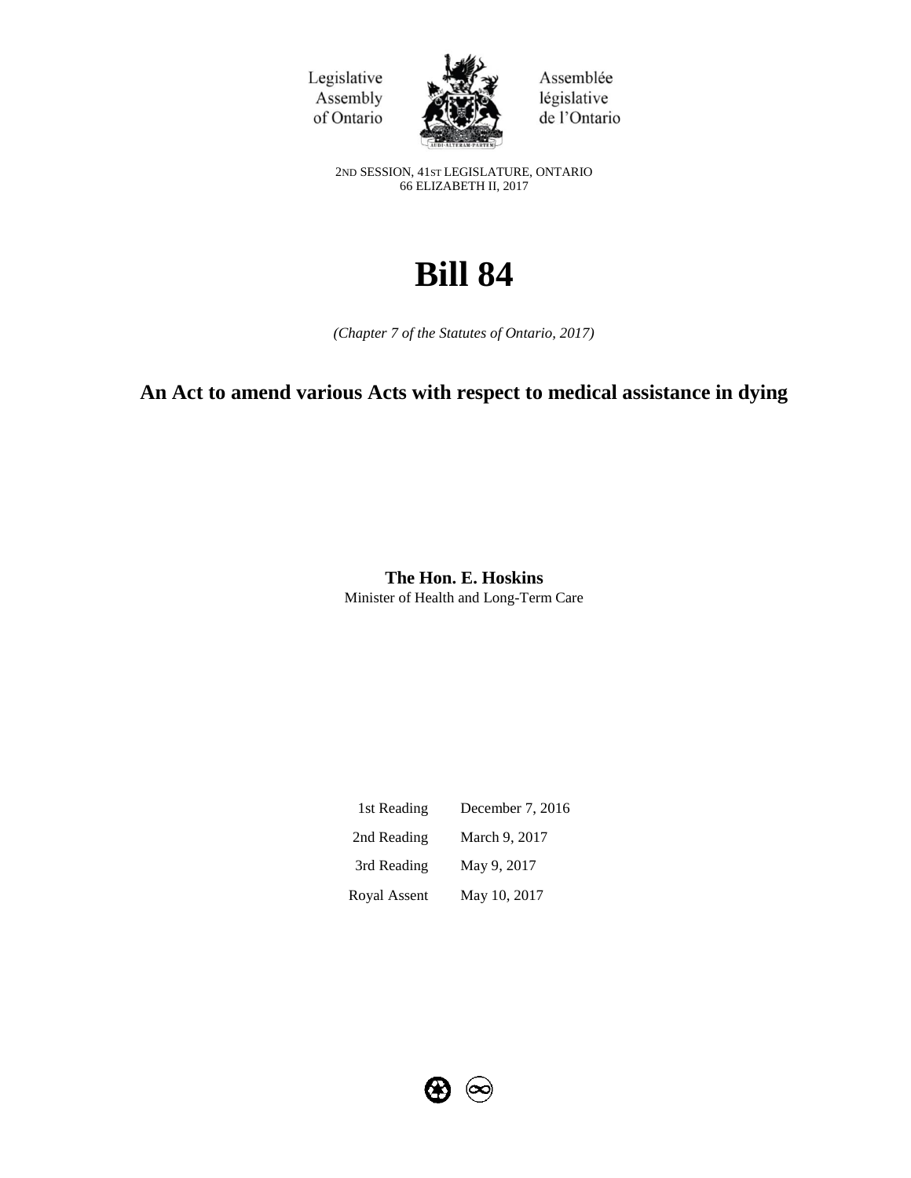Legislative Assembly of Ontario

Assemblée législative de l'Ontario

2ND SESSION, 41ST LEGISLATURE, ONTARIO
66 ELIZABETH II, 2017

# Bill 84

*(Chapter 7 of the Statutes of Ontario, 2017)*

## An Act to amend various Acts with respect to medical assistance in dying

**The Hon. E. Hoskins**
Minister of Health and Long-Term Care

| | |
|---|---|
| 1st Reading | December 7, 2016 |
| 2nd Reading | March 9, 2017 |
| 3rd Reading | May 9, 2017 |
| Royal Assent | May 10, 2017 |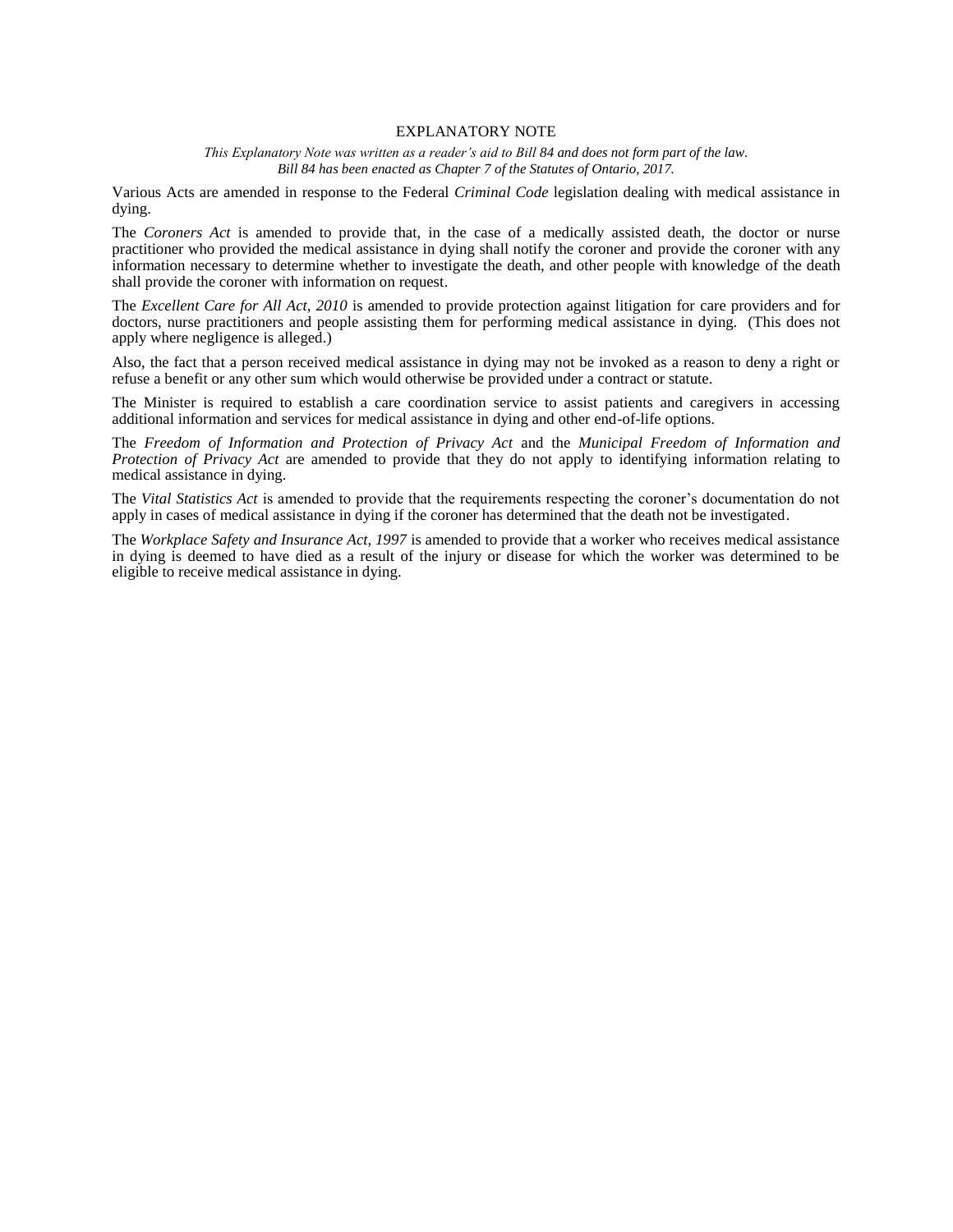# EXPLANATORY NOTE

*This Explanatory Note was written as a reader's aid to Bill 84 and does not form part of the law. Bill 84 has been enacted as Chapter 7 of the Statutes of Ontario, 2017.*

Various Acts are amended in response to the Federal *Criminal Code* legislation dealing with medical assistance in dying.

The *Coroners Act* is amended to provide that, in the case of a medically assisted death, the doctor or nurse practitioner who provided the medical assistance in dying shall notify the coroner and provide the coroner with any information necessary to determine whether to investigate the death, and other people with knowledge of the death shall provide the coroner with information on request.

The *Excellent Care for All Act, 2010* is amended to provide protection against litigation for care providers and for doctors, nurse practitioners and people assisting them for performing medical assistance in dying. (This does not apply where negligence is alleged.)

Also, the fact that a person received medical assistance in dying may not be invoked as a reason to deny a right or refuse a benefit or any other sum which would otherwise be provided under a contract or statute.

The Minister is required to establish a care coordination service to assist patients and caregivers in accessing additional information and services for medical assistance in dying and other end-of-life options.

The *Freedom of Information and Protection of Privacy Act* and the *Municipal Freedom of Information and Protection of Privacy Act* are amended to provide that they do not apply to identifying information relating to medical assistance in dying.

The *Vital Statistics Act* is amended to provide that the requirements respecting the coroner's documentation do not apply in cases of medical assistance in dying if the coroner has determined that the death not be investigated.

The *Workplace Safety and Insurance Act, 1997* is amended to provide that a worker who receives medical assistance in dying is deemed to have died as a result of the injury or disease for which the worker was determined to be eligible to receive medical assistance in dying.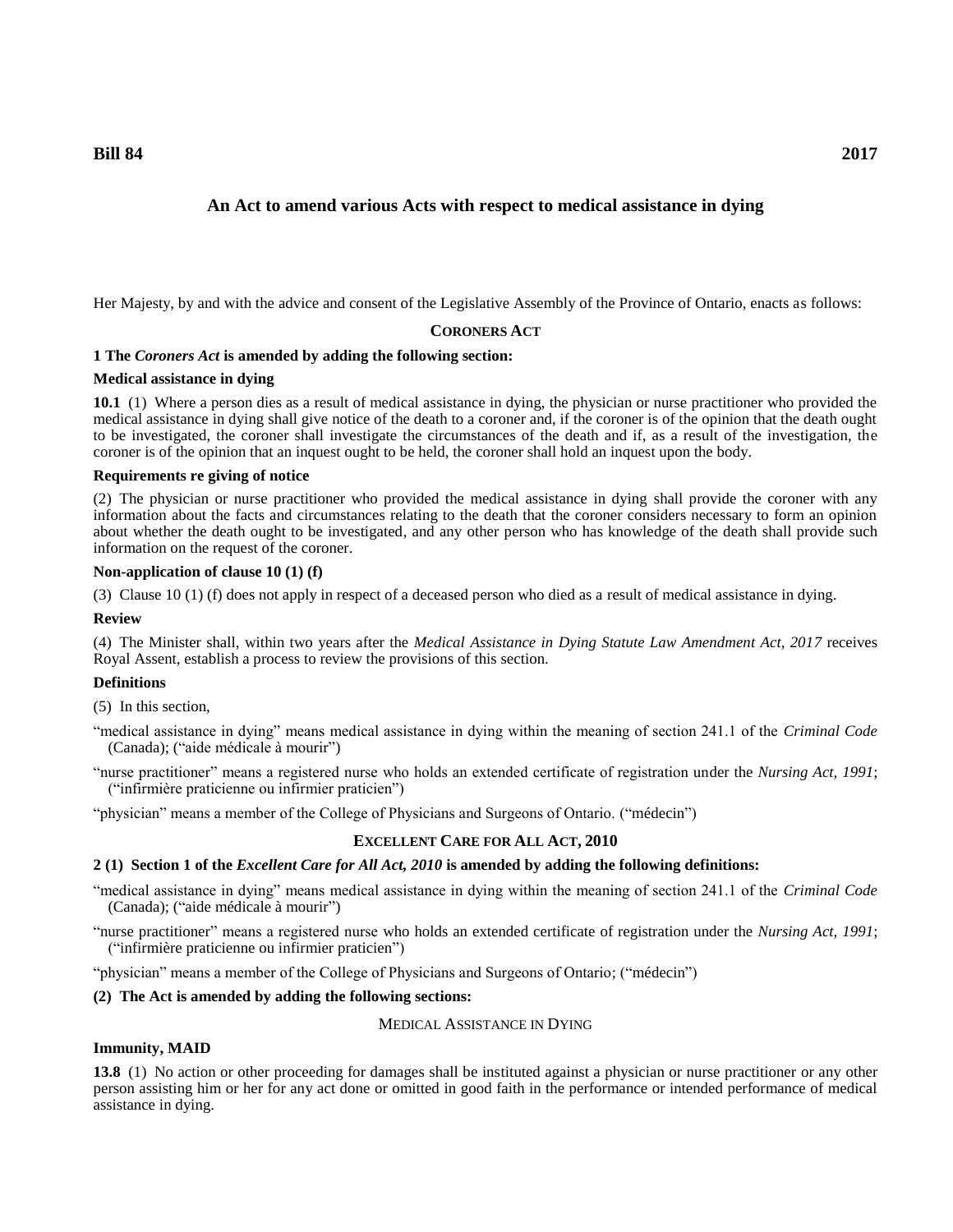**Bill 84** **2017**

## An Act to amend various Acts with respect to medical assistance in dying

Her Majesty, by and with the advice and consent of the Legislative Assembly of the Province of Ontario, enacts as follows:

### CORONERS ACT

**1 The *Coroners Act* is amended by adding the following section:**

**Medical assistance in dying**

**10.1** (1) Where a person dies as a result of medical assistance in dying, the physician or nurse practitioner who provided the medical assistance in dying shall give notice of the death to a coroner and, if the coroner is of the opinion that the death ought to be investigated, the coroner shall investigate the circumstances of the death and if, as a result of the investigation, the coroner is of the opinion that an inquest ought to be held, the coroner shall hold an inquest upon the body.

**Requirements re giving of notice**

(2) The physician or nurse practitioner who provided the medical assistance in dying shall provide the coroner with any information about the facts and circumstances relating to the death that the coroner considers necessary to form an opinion about whether the death ought to be investigated, and any other person who has knowledge of the death shall provide such information on the request of the coroner.

**Non-application of clause 10 (1) (f)**

(3) Clause 10 (1) (f) does not apply in respect of a deceased person who died as a result of medical assistance in dying.

**Review**

(4) The Minister shall, within two years after the *Medical Assistance in Dying Statute Law Amendment Act, 2017* receives Royal Assent, establish a process to review the provisions of this section.

**Definitions**

(5) In this section,

"medical assistance in dying" means medical assistance in dying within the meaning of section 241.1 of the *Criminal Code* (Canada); ("aide médicale à mourir")

"nurse practitioner" means a registered nurse who holds an extended certificate of registration under the *Nursing Act, 1991*; ("infirmière praticienne ou infirmier praticien")

"physician" means a member of the College of Physicians and Surgeons of Ontario. ("médecin")

### EXCELLENT CARE FOR ALL ACT, 2010

**2 (1) Section 1 of the *Excellent Care for All Act, 2010* is amended by adding the following definitions:**

"medical assistance in dying" means medical assistance in dying within the meaning of section 241.1 of the *Criminal Code* (Canada); ("aide médicale à mourir")

"nurse practitioner" means a registered nurse who holds an extended certificate of registration under the *Nursing Act, 1991*; ("infirmière praticienne ou infirmier praticien")

"physician" means a member of the College of Physicians and Surgeons of Ontario; ("médecin")

**(2) The Act is amended by adding the following sections:**

MEDICAL ASSISTANCE IN DYING

**Immunity, MAID**

**13.8** (1) No action or other proceeding for damages shall be instituted against a physician or nurse practitioner or any other person assisting him or her for any act done or omitted in good faith in the performance or intended performance of medical assistance in dying.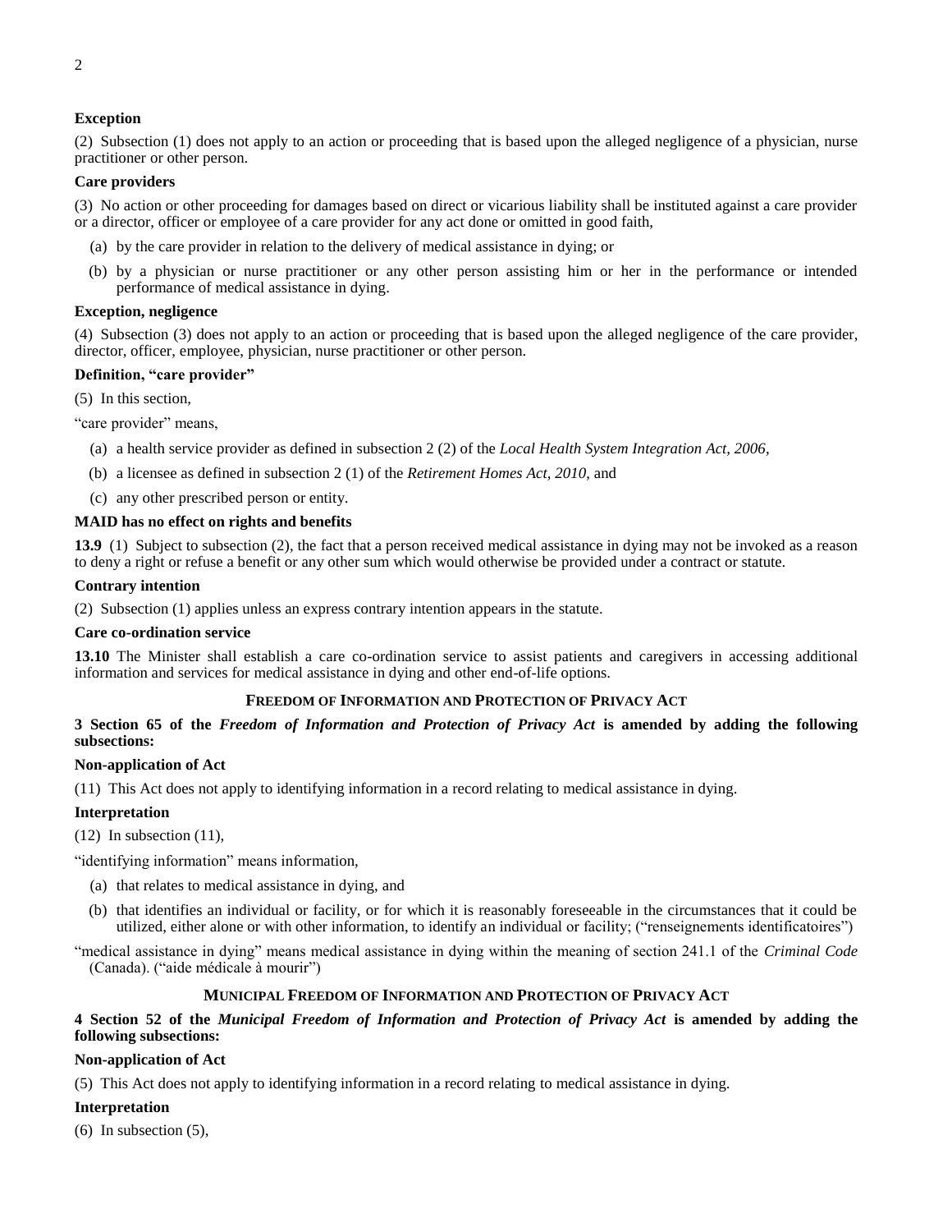**Exception**

(2) Subsection (1) does not apply to an action or proceeding that is based upon the alleged negligence of a physician, nurse practitioner or other person.

**Care providers**

(3) No action or other proceeding for damages based on direct or vicarious liability shall be instituted against a care provider or a director, officer or employee of a care provider for any act done or omitted in good faith,

(a) by the care provider in relation to the delivery of medical assistance in dying; or

(b) by a physician or nurse practitioner or any other person assisting him or her in the performance or intended performance of medical assistance in dying.

**Exception, negligence**

(4) Subsection (3) does not apply to an action or proceeding that is based upon the alleged negligence of the care provider, director, officer, employee, physician, nurse practitioner or other person.

**Definition, "care provider"**

(5) In this section,

"care provider" means,

(a) a health service provider as defined in subsection 2 (2) of the *Local Health System Integration Act, 2006*,

(b) a licensee as defined in subsection 2 (1) of the *Retirement Homes Act, 2010*, and

(c) any other prescribed person or entity.

**MAID has no effect on rights and benefits**

**13.9** (1) Subject to subsection (2), the fact that a person received medical assistance in dying may not be invoked as a reason to deny a right or refuse a benefit or any other sum which would otherwise be provided under a contract or statute.

**Contrary intention**

(2) Subsection (1) applies unless an express contrary intention appears in the statute.

**Care co-ordination service**

**13.10** The Minister shall establish a care co-ordination service to assist patients and caregivers in accessing additional information and services for medical assistance in dying and other end-of-life options.

## FREEDOM OF INFORMATION AND PROTECTION OF PRIVACY ACT

**3 Section 65 of the *Freedom of Information and Protection of Privacy Act* is amended by adding the following subsections:**

**Non-application of Act**

(11) This Act does not apply to identifying information in a record relating to medical assistance in dying.

**Interpretation**

(12) In subsection (11),

"identifying information" means information,

(a) that relates to medical assistance in dying, and

(b) that identifies an individual or facility, or for which it is reasonably foreseeable in the circumstances that it could be utilized, either alone or with other information, to identify an individual or facility; ("renseignements identificatoires")

"medical assistance in dying" means medical assistance in dying within the meaning of section 241.1 of the *Criminal Code* (Canada). ("aide médicale à mourir")

## MUNICIPAL FREEDOM OF INFORMATION AND PROTECTION OF PRIVACY ACT

**4 Section 52 of the *Municipal Freedom of Information and Protection of Privacy Act* is amended by adding the following subsections:**

**Non-application of Act**

(5) This Act does not apply to identifying information in a record relating to medical assistance in dying.

**Interpretation**

(6) In subsection (5),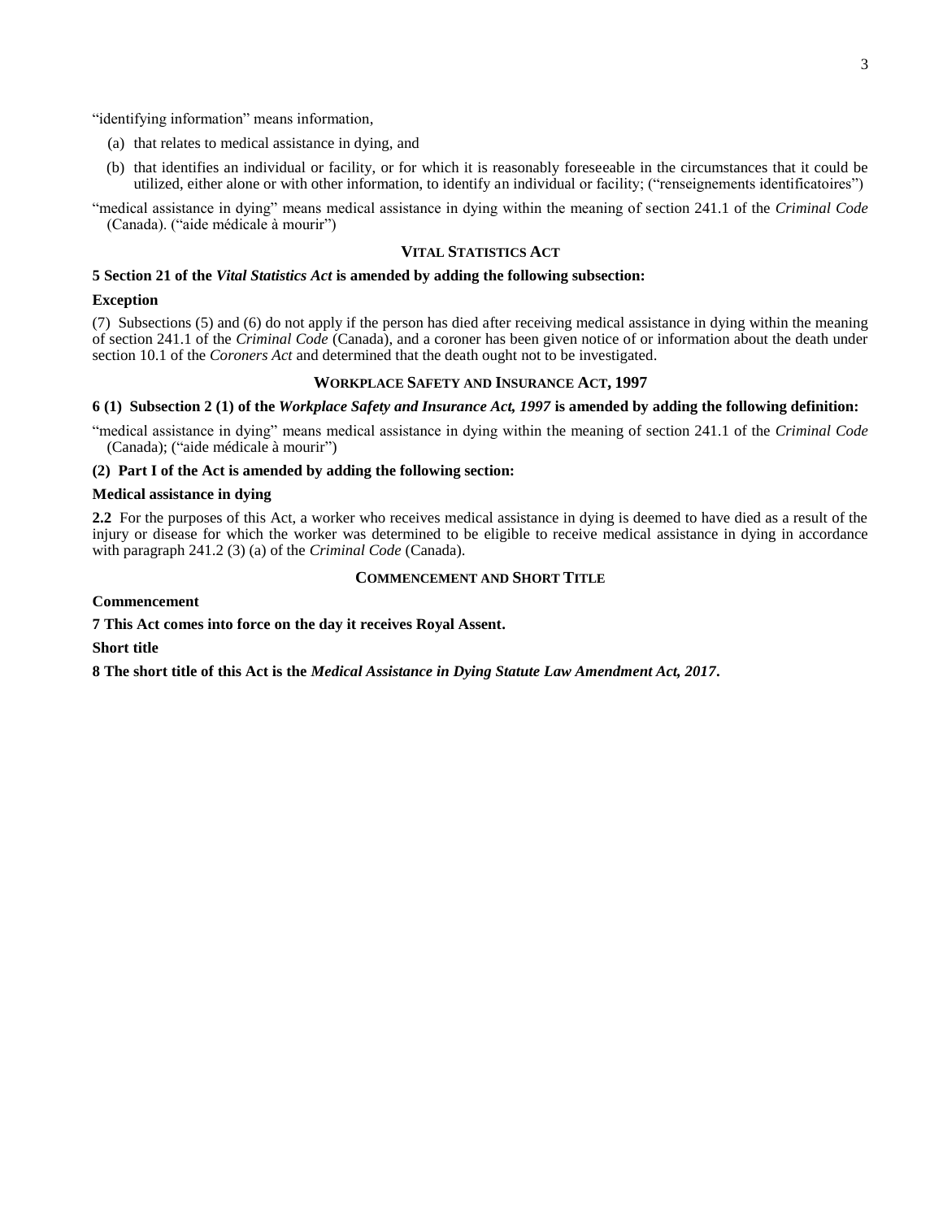"identifying information" means information,

(a) that relates to medical assistance in dying, and

(b) that identifies an individual or facility, or for which it is reasonably foreseeable in the circumstances that it could be utilized, either alone or with other information, to identify an individual or facility; ("renseignements identificatoires")

"medical assistance in dying" means medical assistance in dying within the meaning of section 241.1 of the *Criminal Code* (Canada). ("aide médicale à mourir")

### VITAL STATISTICS ACT

**5 Section 21 of the *Vital Statistics Act* is amended by adding the following subsection:**

**Exception**

(7) Subsections (5) and (6) do not apply if the person has died after receiving medical assistance in dying within the meaning of section 241.1 of the *Criminal Code* (Canada), and a coroner has been given notice of or information about the death under section 10.1 of the *Coroners Act* and determined that the death ought not to be investigated.

### WORKPLACE SAFETY AND INSURANCE ACT, 1997

**6 (1) Subsection 2 (1) of the *Workplace Safety and Insurance Act, 1997* is amended by adding the following definition:**

"medical assistance in dying" means medical assistance in dying within the meaning of section 241.1 of the *Criminal Code* (Canada); ("aide médicale à mourir")

**(2) Part I of the Act is amended by adding the following section:**

**Medical assistance in dying**

**2.2** For the purposes of this Act, a worker who receives medical assistance in dying is deemed to have died as a result of the injury or disease for which the worker was determined to be eligible to receive medical assistance in dying in accordance with paragraph 241.2 (3) (a) of the *Criminal Code* (Canada).

### COMMENCEMENT AND SHORT TITLE

**Commencement**

**7 This Act comes into force on the day it receives Royal Assent.**

**Short title**

**8 The short title of this Act is the *Medical Assistance in Dying Statute Law Amendment Act, 2017*.**